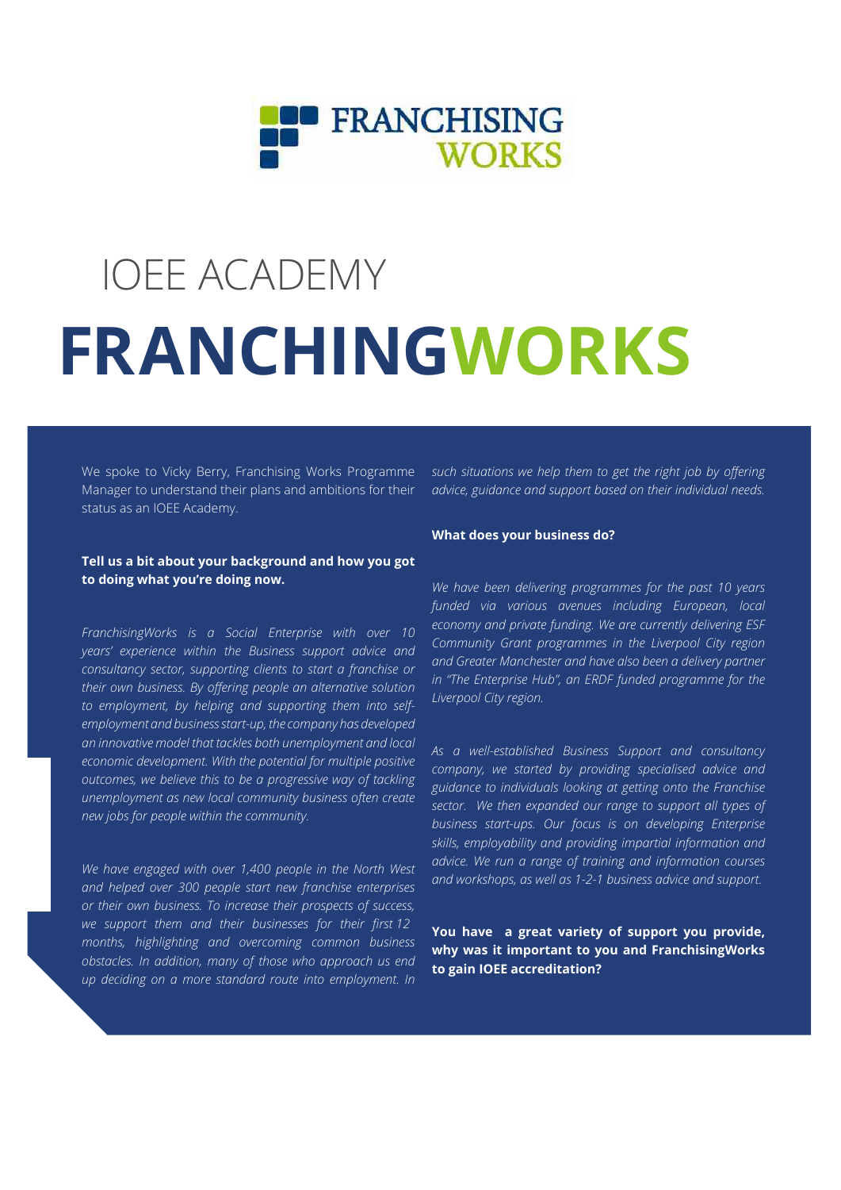# IOEE ACADEMY

# FRANCHINGWORKS

We spoke to Vicky Berry, Franchising Works Programme Manager to understand their plans and ambitions for their status as an IOEE Academy.

**Tell us a bit about your background and how you got to doing what you're doing now.**

*FranchisingWorks is a Social Enterprise with over 10 years' experience within the Business support advice and consultancy sector, supporting clients to start a franchise or their own business. By offering people an alternative solution to employment, by helping and supporting them into self-employment and business start-up, the company has developed an innovative model that tackles both unemployment and local economic development. With the potential for multiple positive outcomes, we believe this to be a progressive way of tackling unemployment as new local community business often create new jobs for people within the community.*

*We have engaged with over 1,400 people in the North West and helped over 300 people start new franchise enterprises or their own business. To increase their prospects of success, we support them and their businesses for their first 12 months, highlighting and overcoming common business obstacles. In addition, many of those who approach us end up deciding on a more standard route into employment. In such situations we help them to get the right job by offering advice, guidance and support based on their individual needs.*

**What does your business do?**

*We have been delivering programmes for the past 10 years funded via various avenues including European, local economy and private funding. We are currently delivering ESF Community Grant programmes in the Liverpool City region and Greater Manchester and have also been a delivery partner in "The Enterprise Hub", an ERDF funded programme for the Liverpool City region.*

*As a well-established Business Support and consultancy company, we started by providing specialised advice and guidance to individuals looking at getting onto the Franchise sector. We then expanded our range to support all types of business start-ups. Our focus is on developing Enterprise skills, employability and providing impartial information and advice. We run a range of training and information courses and workshops, as well as 1-2-1 business advice and support.*

**You have a great variety of support you provide, why was it important to you and FranchisingWorks to gain IOEE accreditation?**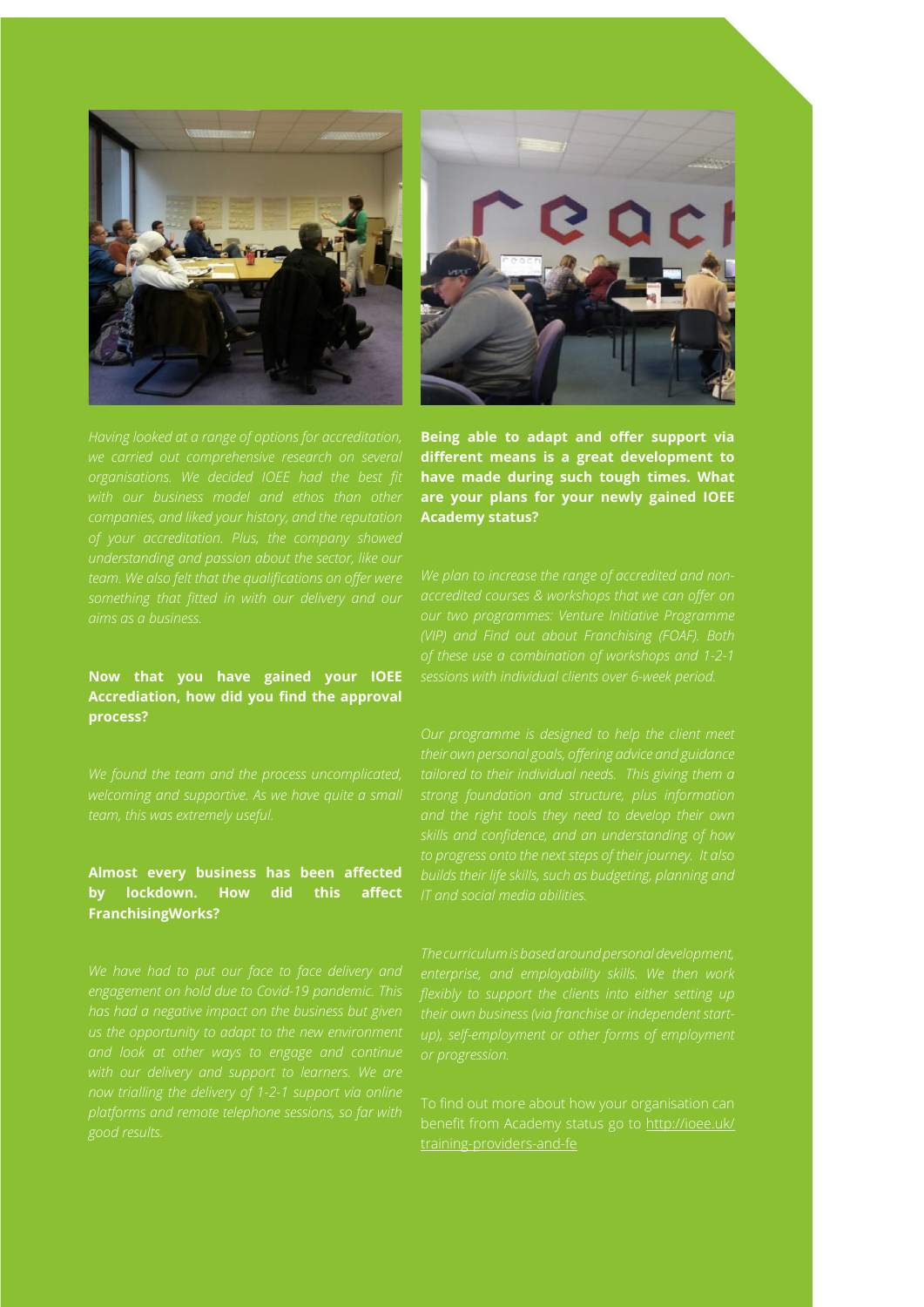*Having looked at a range of options for accreditation, we carried out comprehensive research on several organisations. We decided IOEE had the best fit with our business model and ethos than other companies, and liked your history, and the reputation of your accreditation. Plus, the company showed understanding and passion about the sector, like our team. We also felt that the qualifications on offer were something that fitted in with our delivery and our aims as a business.*

**Now that you have gained your IOEE Accrediation, how did you find the approval process?**

*We found the team and the process uncomplicated, welcoming and supportive. As we have quite a small team, this was extremely useful.*

**Almost every business has been affected by lockdown. How did this affect FranchisingWorks?**

*We have had to put our face to face delivery and engagement on hold due to Covid-19 pandemic. This has had a negative impact on the business but given us the opportunity to adapt to the new environment and look at other ways to engage and continue with our delivery and support to learners. We are now trialling the delivery of 1-2-1 support via online platforms and remote telephone sessions, so far with good results.*

**Being able to adapt and offer support via different means is a great development to have made during such tough times. What are your plans for your newly gained IOEE Academy status?**

*We plan to increase the range of accredited and non-accredited courses & workshops that we can offer on our two programmes: Venture Initiative Programme (VIP) and Find out about Franchising (FOAF). Both of these use a combination of workshops and 1-2-1 sessions with individual clients over 6-week period.*

*Our programme is designed to help the client meet their own personal goals, offering advice and guidance tailored to their individual needs. This giving them a strong foundation and structure, plus information and the right tools they need to develop their own skills and confidence, and an understanding of how to progress onto the next steps of their journey. It also builds their life skills, such as budgeting, planning and IT and social media abilities.*

*The curriculum is based around personal development, enterprise, and employability skills. We then work flexibly to support the clients into either setting up their own business (via franchise or independent start-up), self-employment or other forms of employment or progression.*

To find out more about how your organisation can benefit from Academy status go to http://ioee.uk/training-providers-and-fe